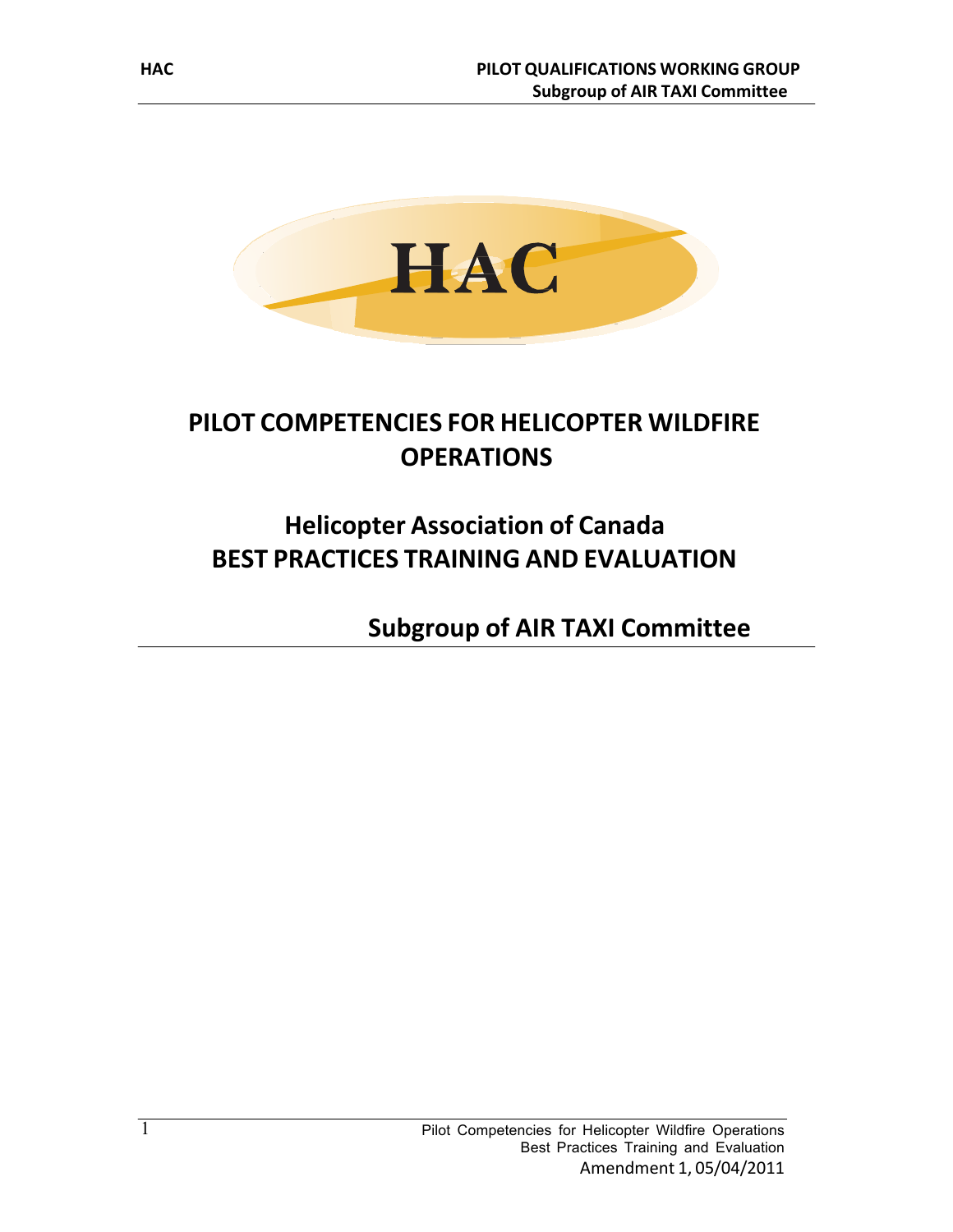# PILOT COMPETENCIES FOR HELICOPTER WILDFIRE OPERATIONS

## Helicopter Association of Canada
## BEST PRACTICES TRAINING AND EVALUATION

### Subgroup of AIR TAXI Committee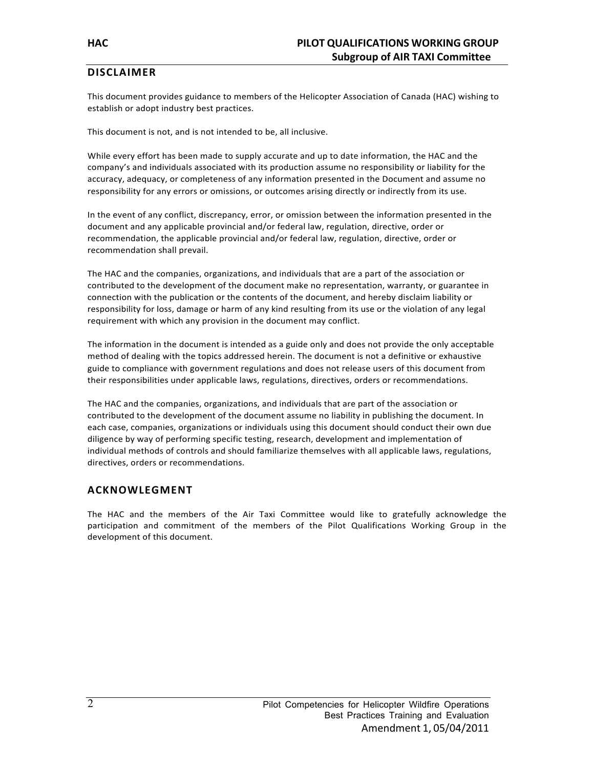## DISCLAIMER

This document provides guidance to members of the Helicopter Association of Canada (HAC) wishing to establish or adopt industry best practices.

This document is not, and is not intended to be, all inclusive.

While every effort has been made to supply accurate and up to date information, the HAC and the company's and individuals associated with its production assume no responsibility or liability for the accuracy, adequacy, or completeness of any information presented in the Document and assume no responsibility for any errors or omissions, or outcomes arising directly or indirectly from its use.

In the event of any conflict, discrepancy, error, or omission between the information presented in the document and any applicable provincial and/or federal law, regulation, directive, order or recommendation, the applicable provincial and/or federal law, regulation, directive, order or recommendation shall prevail.

The HAC and the companies, organizations, and individuals that are a part of the association or contributed to the development of the document make no representation, warranty, or guarantee in connection with the publication or the contents of the document, and hereby disclaim liability or responsibility for loss, damage or harm of any kind resulting from its use or the violation of any legal requirement with which any provision in the document may conflict.

The information in the document is intended as a guide only and does not provide the only acceptable method of dealing with the topics addressed herein. The document is not a definitive or exhaustive guide to compliance with government regulations and does not release users of this document from their responsibilities under applicable laws, regulations, directives, orders or recommendations.

The HAC and the companies, organizations, and individuals that are part of the association or contributed to the development of the document assume no liability in publishing the document. In each case, companies, organizations or individuals using this document should conduct their own due diligence by way of performing specific testing, research, development and implementation of individual methods of controls and should familiarize themselves with all applicable laws, regulations, directives, orders or recommendations.

## ACKNOWLEGMENT

The HAC and the members of the Air Taxi Committee would like to gratefully acknowledge the participation and commitment of the members of the Pilot Qualifications Working Group in the development of this document.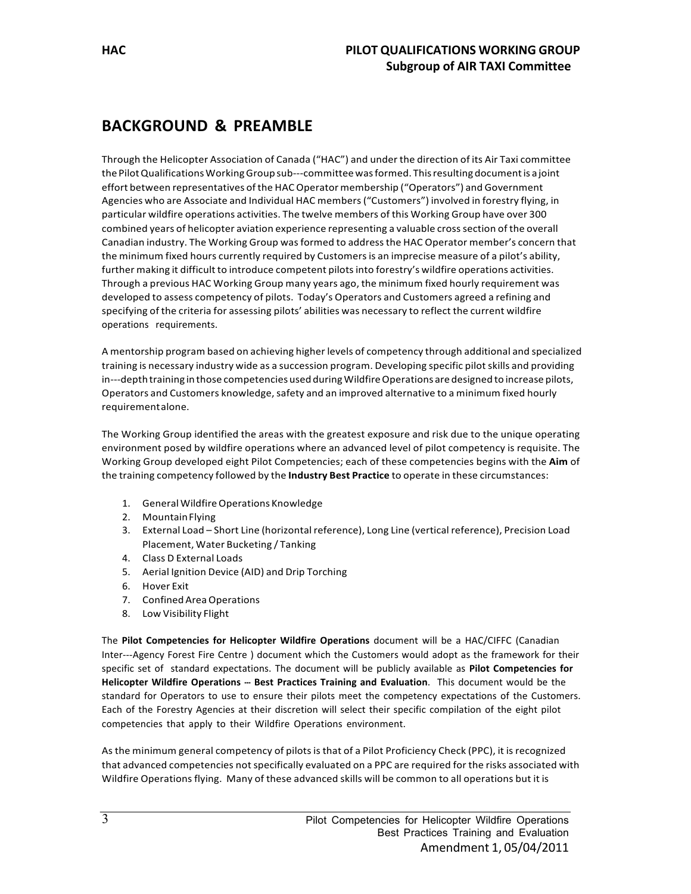## BACKGROUND & PREAMBLE

Through the Helicopter Association of Canada ("HAC") and under the direction of its Air Taxi committee the Pilot Qualifications Working Group sub---committee was formed. This resulting document is a joint effort between representatives of the HAC Operator membership ("Operators") and Government Agencies who are Associate and Individual HAC members ("Customers") involved in forestry flying, in particular wildfire operations activities. The twelve members of this Working Group have over 300 combined years of helicopter aviation experience representing a valuable cross section of the overall Canadian industry. The Working Group was formed to address the HAC Operator member's concern that the minimum fixed hours currently required by Customers is an imprecise measure of a pilot's ability, further making it difficult to introduce competent pilots into forestry's wildfire operations activities. Through a previous HAC Working Group many years ago, the minimum fixed hourly requirement was developed to assess competency of pilots. Today's Operators and Customers agreed a refining and specifying of the criteria for assessing pilots' abilities was necessary to reflect the current wildfire operations requirements.

A mentorship program based on achieving higher levels of competency through additional and specialized training is necessary industry wide as a succession program. Developing specific pilot skills and providing in---depth training in those competencies used during Wildfire Operations are designed to increase pilots, Operators and Customers knowledge, safety and an improved alternative to a minimum fixed hourly requirement alone.

The Working Group identified the areas with the greatest exposure and risk due to the unique operating environment posed by wildfire operations where an advanced level of pilot competency is requisite. The Working Group developed eight Pilot Competencies; each of these competencies begins with the **Aim** of the training competency followed by the **Industry Best Practice** to operate in these circumstances:

1. General Wildfire Operations Knowledge
2. Mountain Flying
3. External Load – Short Line (horizontal reference), Long Line (vertical reference), Precision Load Placement, Water Bucketing / Tanking
4. Class D External Loads
5. Aerial Ignition Device (AID) and Drip Torching
6. Hover Exit
7. Confined Area Operations
8. Low Visibility Flight

The **Pilot Competencies for Helicopter Wildfire Operations** document will be a HAC/CIFFC (Canadian Inter---Agency Forest Fire Centre ) document which the Customers would adopt as the framework for their specific set of standard expectations. The document will be publicly available as **Pilot Competencies for Helicopter Wildfire Operations -- Best Practices Training and Evaluation**. This document would be the standard for Operators to use to ensure their pilots meet the competency expectations of the Customers. Each of the Forestry Agencies at their discretion will select their specific compilation of the eight pilot competencies that apply to their Wildfire Operations environment.

As the minimum general competency of pilots is that of a Pilot Proficiency Check (PPC), it is recognized that advanced competencies not specifically evaluated on a PPC are required for the risks associated with Wildfire Operations flying. Many of these advanced skills will be common to all operations but it is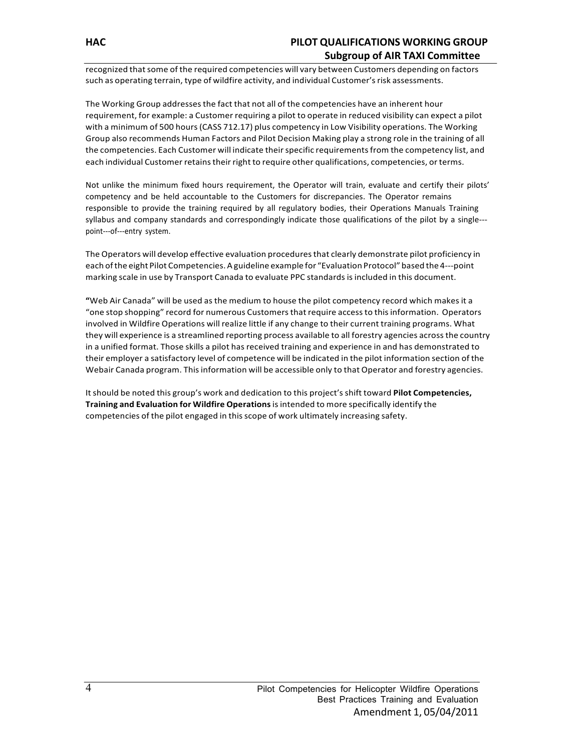recognized that some of the required competencies will vary between Customers depending on factors such as operating terrain, type of wildfire activity, and individual Customer's risk assessments.

The Working Group addresses the fact that not all of the competencies have an inherent hour requirement, for example: a Customer requiring a pilot to operate in reduced visibility can expect a pilot with a minimum of 500 hours (CASS 712.17) plus competency in Low Visibility operations. The Working Group also recommends Human Factors and Pilot Decision Making play a strong role in the training of all the competencies. Each Customer will indicate their specific requirements from the competency list, and each individual Customer retains their right to require other qualifications, competencies, or terms.

Not unlike the minimum fixed hours requirement, the Operator will train, evaluate and certify their pilots' competency and be held accountable to the Customers for discrepancies. The Operator remains responsible to provide the training required by all regulatory bodies, their Operations Manuals Training syllabus and company standards and correspondingly indicate those qualifications of the pilot by a single---point---of---entry system.

The Operators will develop effective evaluation procedures that clearly demonstrate pilot proficiency in each of the eight Pilot Competencies. A guideline example for "Evaluation Protocol" based the 4---point marking scale in use by Transport Canada to evaluate PPC standards is included in this document.

**"**Web Air Canada" will be used as the medium to house the pilot competency record which makes it a "one stop shopping" record for numerous Customers that require access to this information. Operators involved in Wildfire Operations will realize little if any change to their current training programs. What they will experience is a streamlined reporting process available to all forestry agencies across the country in a unified format. Those skills a pilot has received training and experience in and has demonstrated to their employer a satisfactory level of competence will be indicated in the pilot information section of the Webair Canada program. This information will be accessible only to that Operator and forestry agencies.

It should be noted this group's work and dedication to this project's shift toward **Pilot Competencies, Training and Evaluation for Wildfire Operations** is intended to more specifically identify the competencies of the pilot engaged in this scope of work ultimately increasing safety.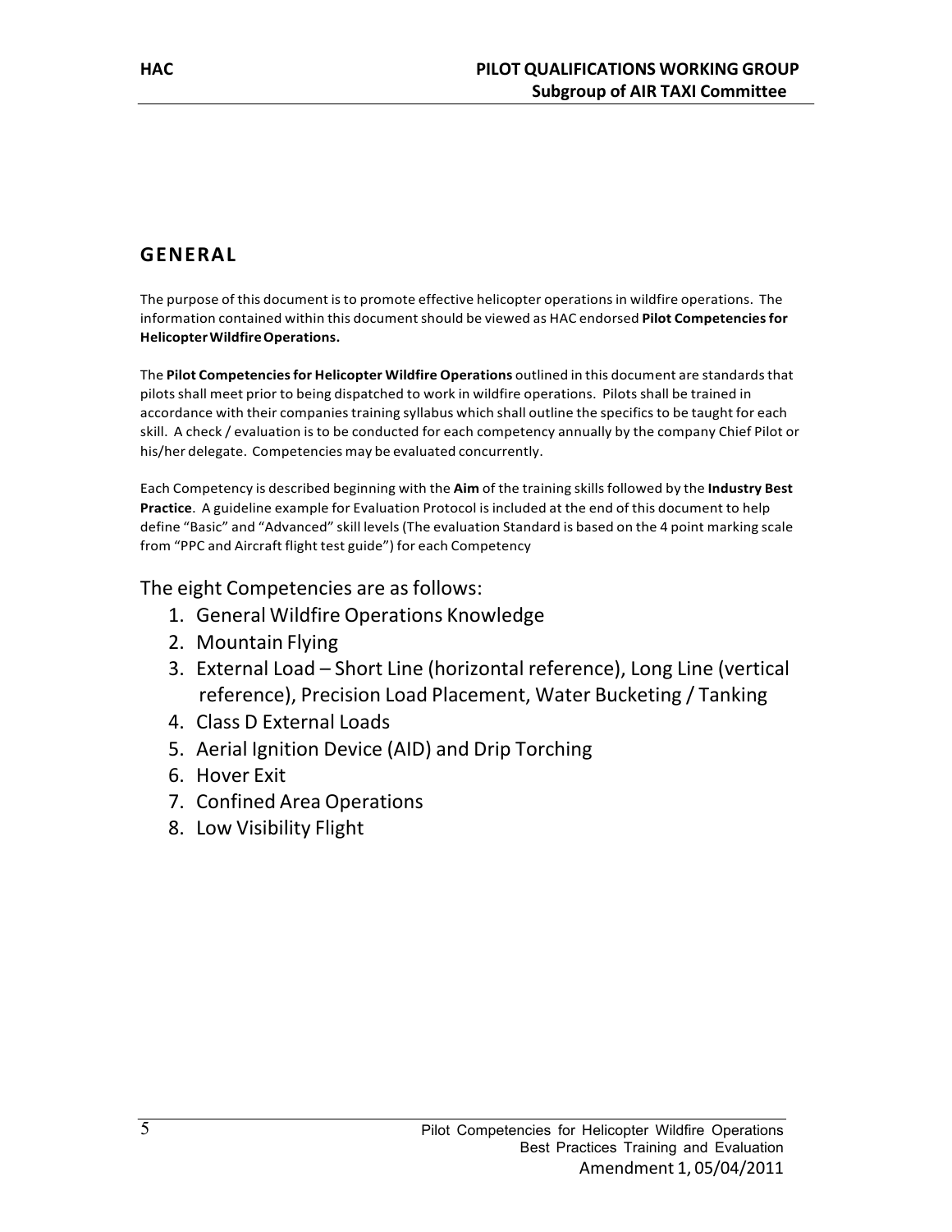## GENERAL

The purpose of this document is to promote effective helicopter operations in wildfire operations. The information contained within this document should be viewed as HAC endorsed **Pilot Competencies for Helicopter Wildfire Operations.**

The **Pilot Competencies for Helicopter Wildfire Operations** outlined in this document are standards that pilots shall meet prior to being dispatched to work in wildfire operations. Pilots shall be trained in accordance with their companies training syllabus which shall outline the specifics to be taught for each skill. A check / evaluation is to be conducted for each competency annually by the company Chief Pilot or his/her delegate. Competencies may be evaluated concurrently.

Each Competency is described beginning with the **Aim** of the training skills followed by the **Industry Best Practice**. A guideline example for Evaluation Protocol is included at the end of this document to help define "Basic" and "Advanced" skill levels (The evaluation Standard is based on the 4 point marking scale from "PPC and Aircraft flight test guide") for each Competency

The eight Competencies are as follows:

1. General Wildfire Operations Knowledge
2. Mountain Flying
3. External Load – Short Line (horizontal reference), Long Line (vertical reference), Precision Load Placement, Water Bucketing / Tanking
4. Class D External Loads
5. Aerial Ignition Device (AID) and Drip Torching
6. Hover Exit
7. Confined Area Operations
8. Low Visibility Flight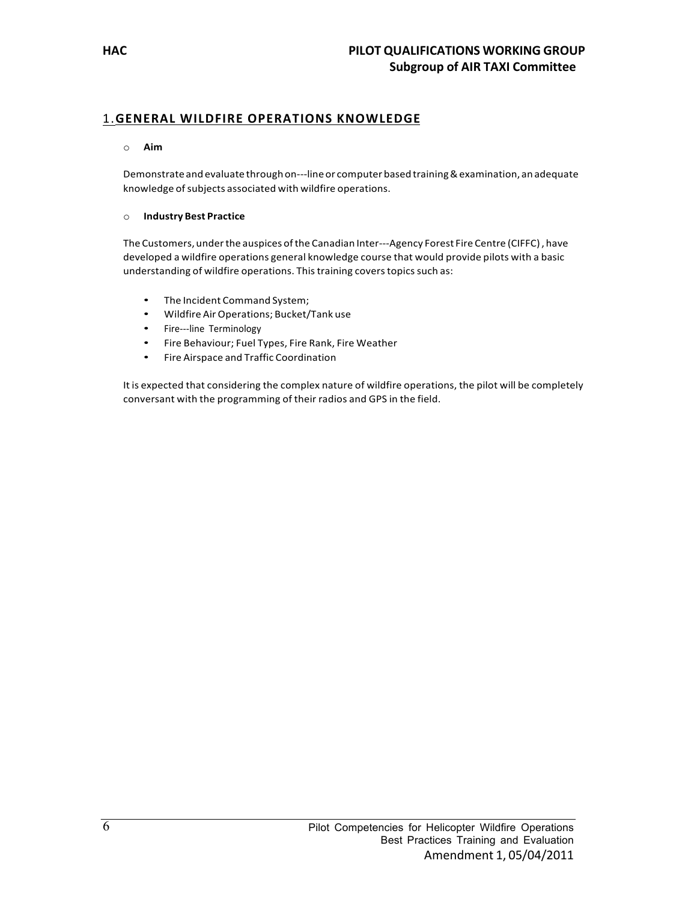## 1. GENERAL WILDFIRE OPERATIONS KNOWLEDGE

- **Aim**

Demonstrate and evaluate through on---line or computer based training & examination, an adequate knowledge of subjects associated with wildfire operations.

- **Industry Best Practice**

The Customers, under the auspices of the Canadian Inter---Agency Forest Fire Centre (CIFFC) , have developed a wildfire operations general knowledge course that would provide pilots with a basic understanding of wildfire operations. This training covers topics such as:

- The Incident Command System;
- Wildfire Air Operations; Bucket/Tank use
- Fire---line Terminology
- Fire Behaviour; Fuel Types, Fire Rank, Fire Weather
- Fire Airspace and Traffic Coordination

It is expected that considering the complex nature of wildfire operations, the pilot will be completely conversant with the programming of their radios and GPS in the field.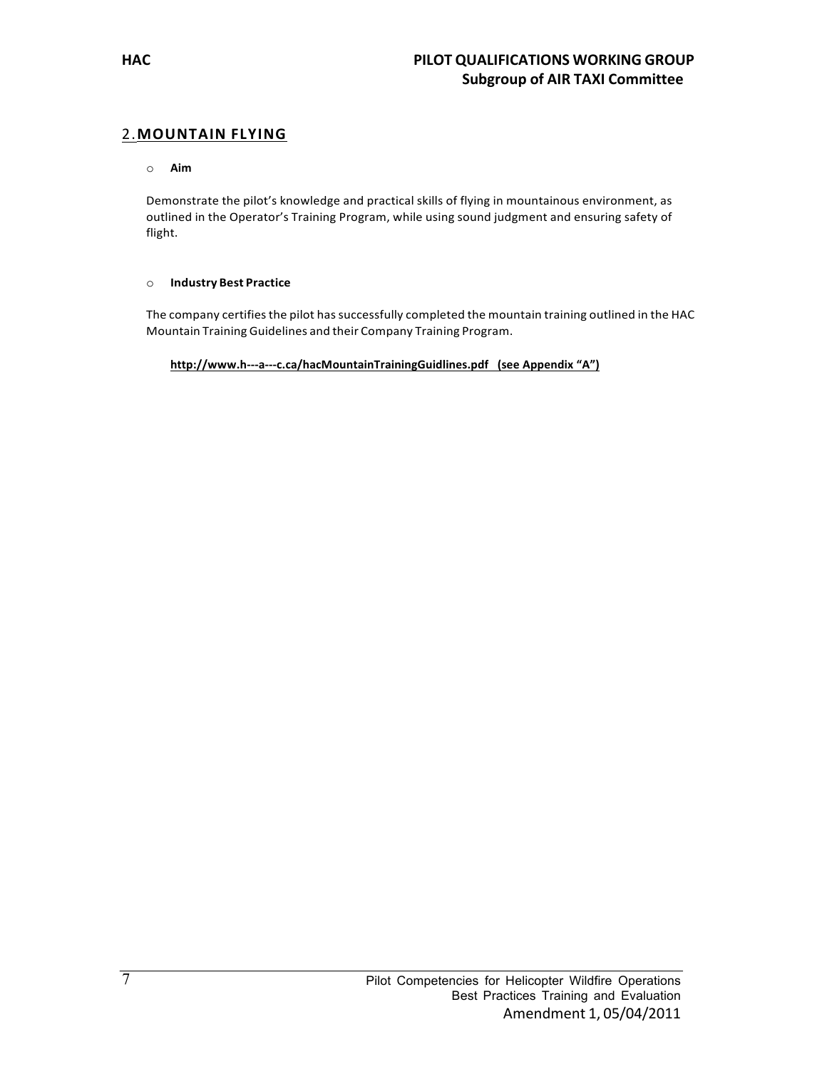## 2. MOUNTAIN FLYING

- **Aim**

Demonstrate the pilot's knowledge and practical skills of flying in mountainous environment, as outlined in the Operator's Training Program, while using sound judgment and ensuring safety of flight.

- **Industry Best Practice**

The company certifies the pilot has successfully completed the mountain training outlined in the HAC Mountain Training Guidelines and their Company Training Program.

**http://www.h---a---c.ca/hacMountainTrainingGuidlines.pdf (see Appendix "A")**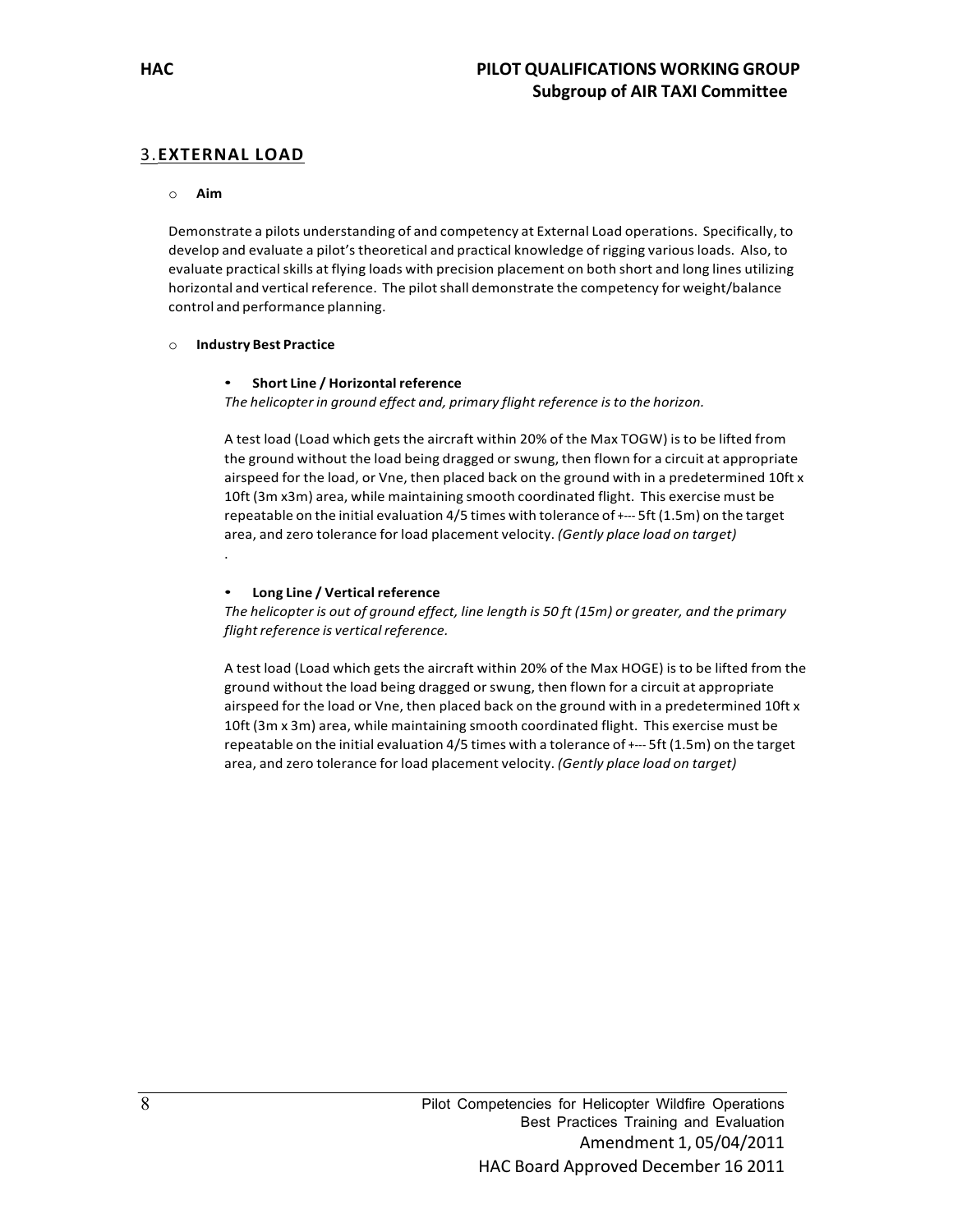## 3. EXTERNAL LOAD

- **Aim**

Demonstrate a pilots understanding of and competency at External Load operations. Specifically, to develop and evaluate a pilot's theoretical and practical knowledge of rigging various loads. Also, to evaluate practical skills at flying loads with precision placement on both short and long lines utilizing horizontal and vertical reference. The pilot shall demonstrate the competency for weight/balance control and performance planning.

- **Industry Best Practice**

  - **Short Line / Horizontal reference**

    *The helicopter in ground effect and, primary flight reference is to the horizon.*

    A test load (Load which gets the aircraft within 20% of the Max TOGW) is to be lifted from the ground without the load being dragged or swung, then flown for a circuit at appropriate airspeed for the load, or Vne, then placed back on the ground with in a predetermined 10ft x 10ft (3m x3m) area, while maintaining smooth coordinated flight. This exercise must be repeatable on the initial evaluation 4/5 times with tolerance of +--- 5ft (1.5m) on the target area, and zero tolerance for load placement velocity. *(Gently place load on target)*

    .

  - **Long Line / Vertical reference**

    *The helicopter is out of ground effect, line length is 50 ft (15m) or greater, and the primary flight reference is vertical reference.*

    A test load (Load which gets the aircraft within 20% of the Max HOGE) is to be lifted from the ground without the load being dragged or swung, then flown for a circuit at appropriate airspeed for the load or Vne, then placed back on the ground with in a predetermined 10ft x 10ft (3m x 3m) area, while maintaining smooth coordinated flight. This exercise must be repeatable on the initial evaluation 4/5 times with a tolerance of +--- 5ft (1.5m) on the target area, and zero tolerance for load placement velocity. *(Gently place load on target)*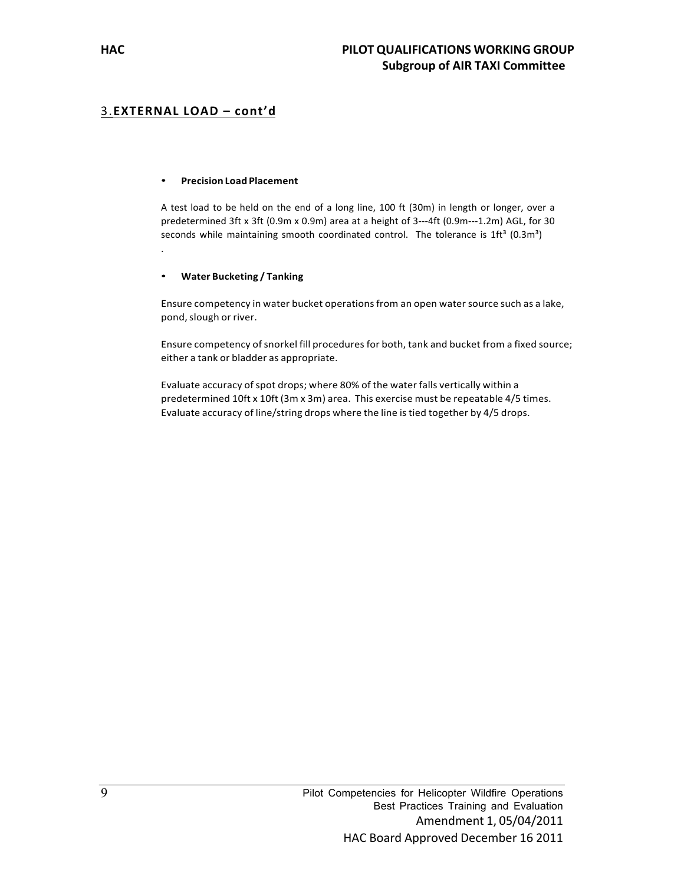## 3. EXTERNAL LOAD – cont'd

- **Precision Load Placement**

A test load to be held on the end of a long line, 100 ft (30m) in length or longer, over a predetermined 3ft x 3ft (0.9m x 0.9m) area at a height of 3---4ft (0.9m---1.2m) AGL, for 30 seconds while maintaining smooth coordinated control. The tolerance is $1ft^3$ ($0.3m^3$)
.

- **Water Bucketing / Tanking**

Ensure competency in water bucket operations from an open water source such as a lake, pond, slough or river.

Ensure competency of snorkel fill procedures for both, tank and bucket from a fixed source; either a tank or bladder as appropriate.

Evaluate accuracy of spot drops; where 80% of the water falls vertically within a predetermined 10ft x 10ft (3m x 3m) area. This exercise must be repeatable 4/5 times. Evaluate accuracy of line/string drops where the line is tied together by 4/5 drops.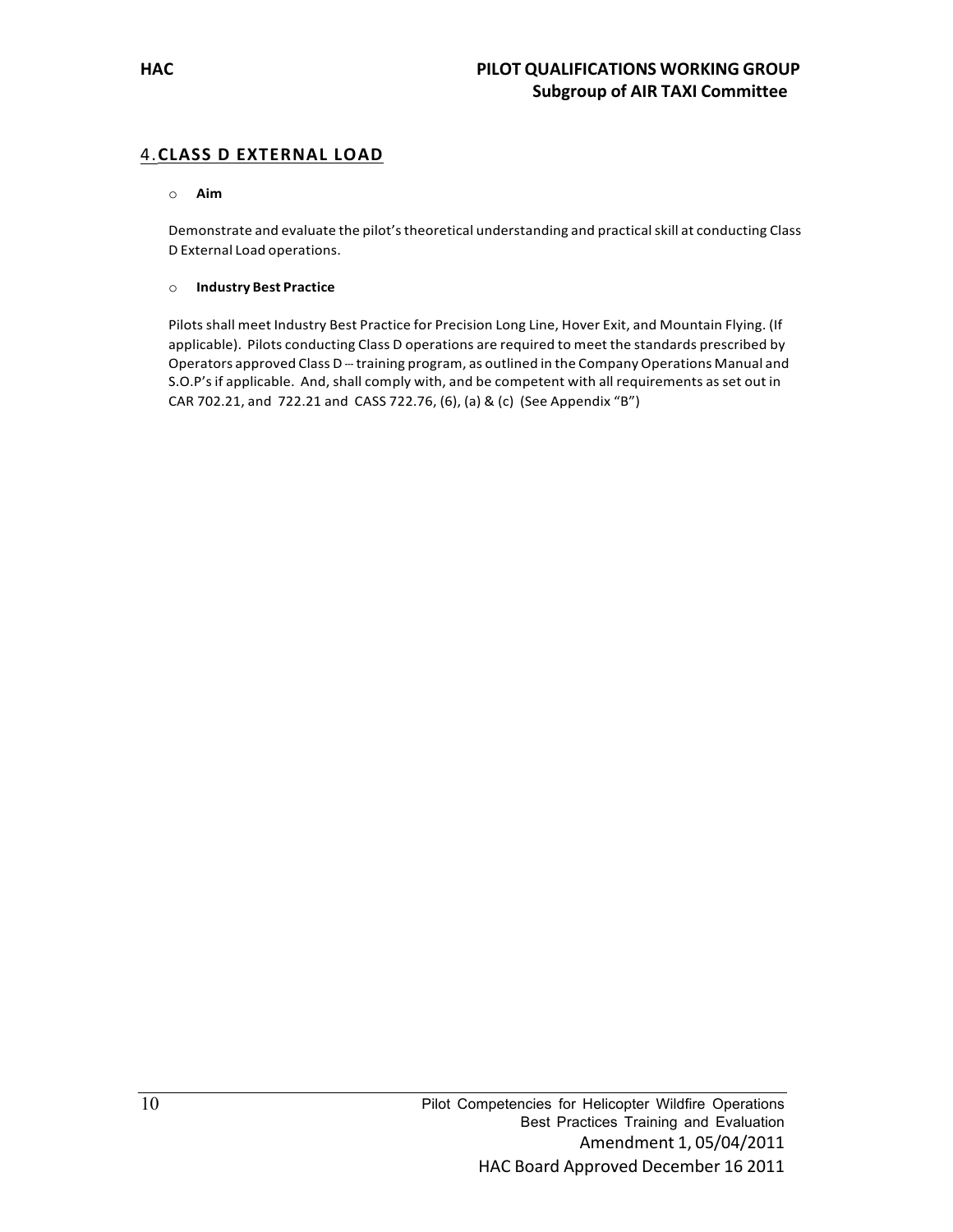## 4. CLASS D EXTERNAL LOAD

- **Aim**

Demonstrate and evaluate the pilot's theoretical understanding and practical skill at conducting Class D External Load operations.

- **Industry Best Practice**

Pilots shall meet Industry Best Practice for Precision Long Line, Hover Exit, and Mountain Flying. (If applicable). Pilots conducting Class D operations are required to meet the standards prescribed by Operators approved Class D -- training program, as outlined in the Company Operations Manual and S.O.P's if applicable. And, shall comply with, and be competent with all requirements as set out in CAR 702.21, and 722.21 and CASS 722.76, (6), (a) & (c) (See Appendix "B")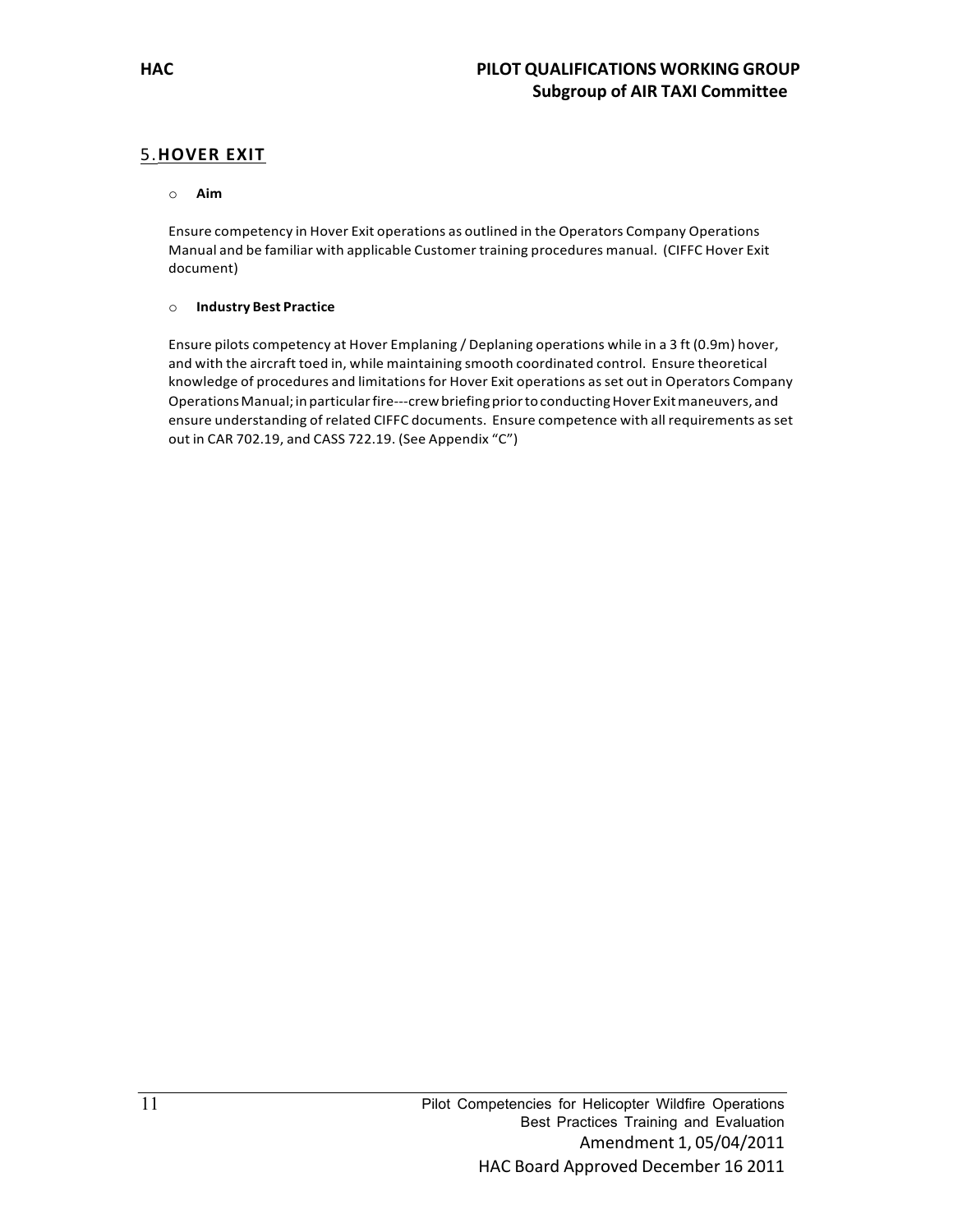## 5. HOVER EXIT

- **Aim**

  Ensure competency in Hover Exit operations as outlined in the Operators Company Operations Manual and be familiar with applicable Customer training procedures manual. (CIFFC Hover Exit document)

- **Industry Best Practice**

  Ensure pilots competency at Hover Emplaning / Deplaning operations while in a 3 ft (0.9m) hover, and with the aircraft toed in, while maintaining smooth coordinated control. Ensure theoretical knowledge of procedures and limitations for Hover Exit operations as set out in Operators Company Operations Manual; in particular fire---crew briefing prior to conducting Hover Exit maneuvers, and ensure understanding of related CIFFC documents. Ensure competence with all requirements as set out in CAR 702.19, and CASS 722.19. (See Appendix "C")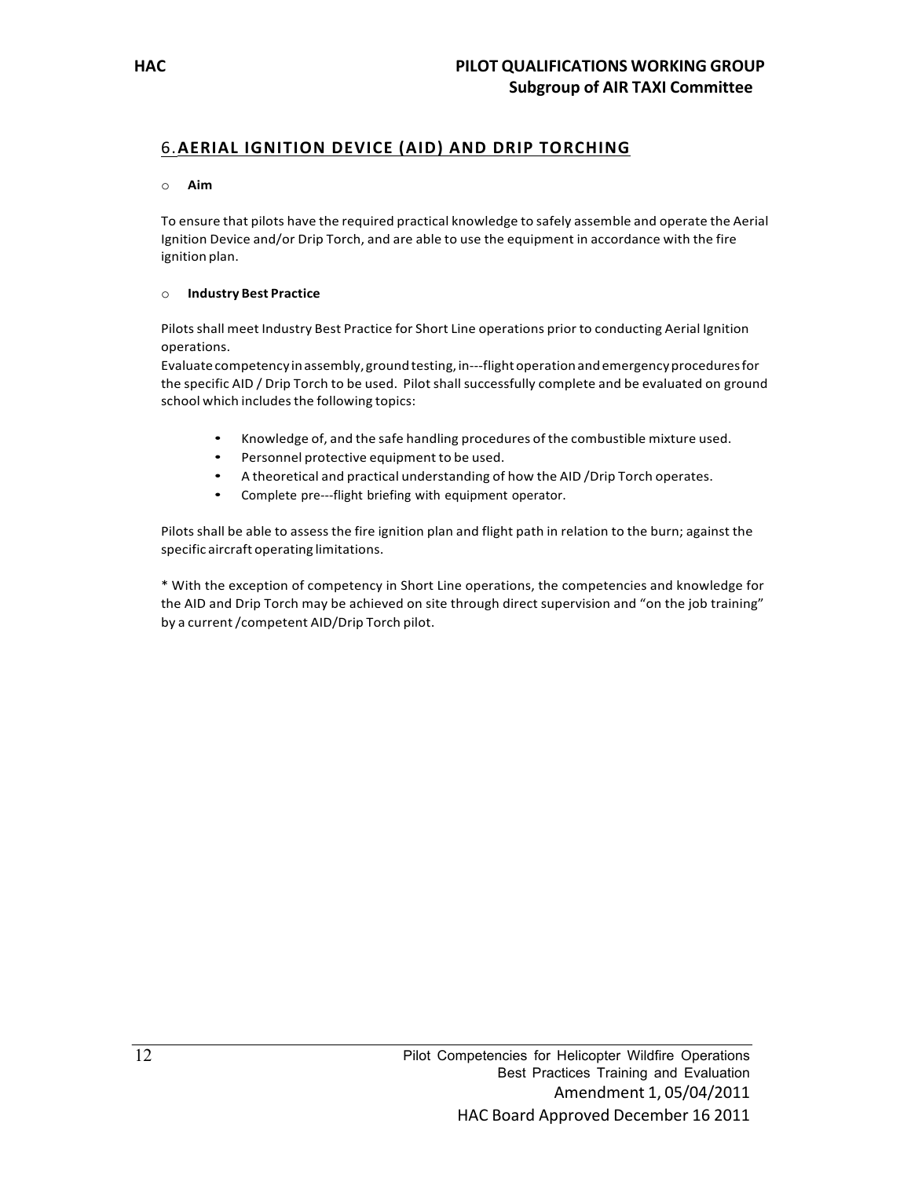## 6. AERIAL IGNITION DEVICE (AID) AND DRIP TORCHING

- **Aim**

To ensure that pilots have the required practical knowledge to safely assemble and operate the Aerial Ignition Device and/or Drip Torch, and are able to use the equipment in accordance with the fire ignition plan.

- **Industry Best Practice**

Pilots shall meet Industry Best Practice for Short Line operations prior to conducting Aerial Ignition operations.
Evaluate competency in assembly, ground testing, in---flight operation and emergency procedures for the specific AID / Drip Torch to be used. Pilot shall successfully complete and be evaluated on ground school which includes the following topics:

- Knowledge of, and the safe handling procedures of the combustible mixture used.
- Personnel protective equipment to be used.
- A theoretical and practical understanding of how the AID /Drip Torch operates.
- Complete pre---flight briefing with equipment operator.

Pilots shall be able to assess the fire ignition plan and flight path in relation to the burn; against the specific aircraft operating limitations.

* With the exception of competency in Short Line operations, the competencies and knowledge for the AID and Drip Torch may be achieved on site through direct supervision and "on the job training" by a current /competent AID/Drip Torch pilot.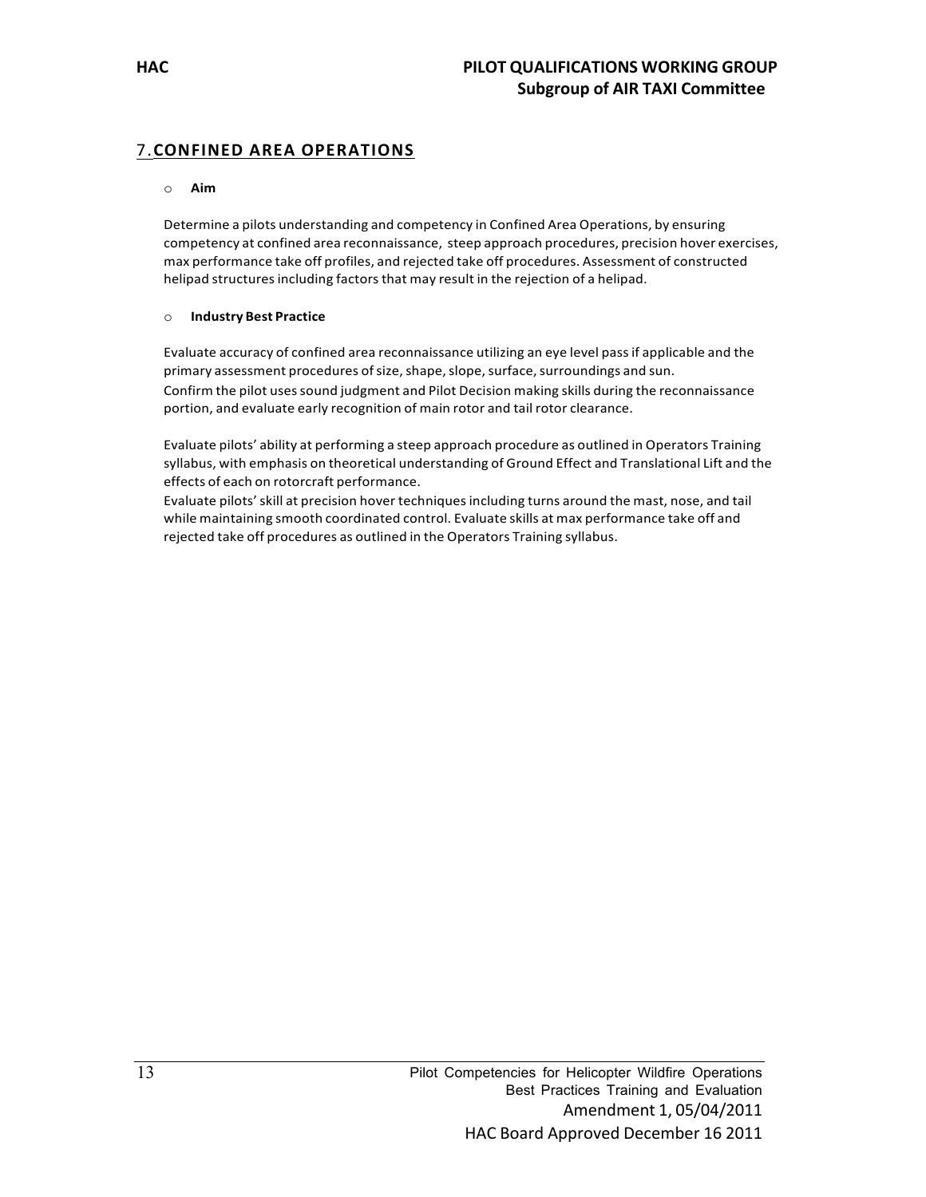## 7. CONFINED AREA OPERATIONS

- **Aim**

Determine a pilots understanding and competency in Confined Area Operations, by ensuring competency at confined area reconnaissance, steep approach procedures, precision hover exercises, max performance take off profiles, and rejected take off procedures. Assessment of constructed helipad structures including factors that may result in the rejection of a helipad.

- **Industry Best Practice**

Evaluate accuracy of confined area reconnaissance utilizing an eye level pass if applicable and the primary assessment procedures of size, shape, slope, surface, surroundings and sun. Confirm the pilot uses sound judgment and Pilot Decision making skills during the reconnaissance portion, and evaluate early recognition of main rotor and tail rotor clearance.

Evaluate pilots' ability at performing a steep approach procedure as outlined in Operators Training syllabus, with emphasis on theoretical understanding of Ground Effect and Translational Lift and the effects of each on rotorcraft performance.
Evaluate pilots' skill at precision hover techniques including turns around the mast, nose, and tail while maintaining smooth coordinated control. Evaluate skills at max performance take off and rejected take off procedures as outlined in the Operators Training syllabus.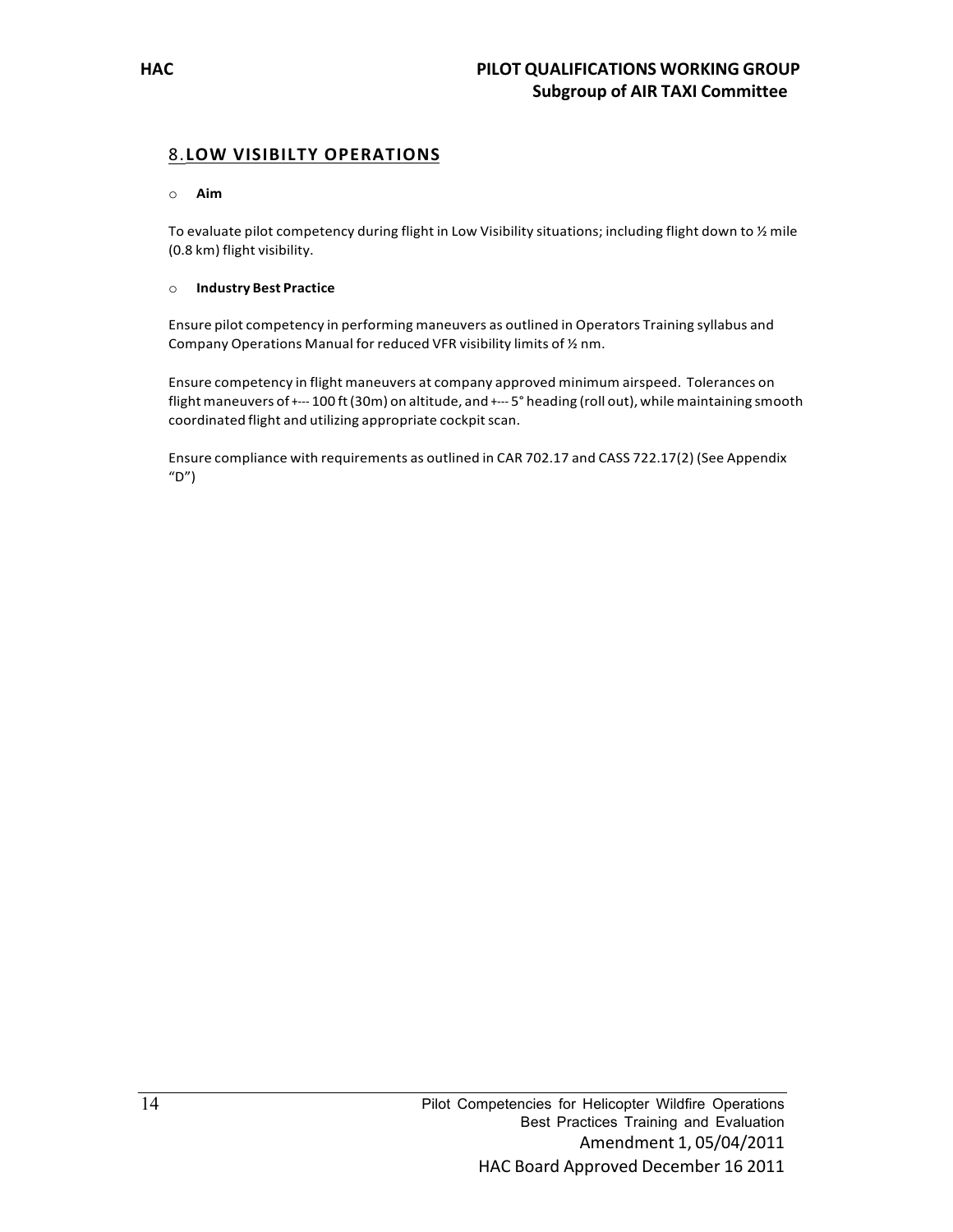## 8. LOW VISIBILTY OPERATIONS

- **Aim**

To evaluate pilot competency during flight in Low Visibility situations; including flight down to ½ mile (0.8 km) flight visibility.

- **Industry Best Practice**

Ensure pilot competency in performing maneuvers as outlined in Operators Training syllabus and Company Operations Manual for reduced VFR visibility limits of ½ nm.

Ensure competency in flight maneuvers at company approved minimum airspeed. Tolerances on flight maneuvers of +--- 100 ft (30m) on altitude, and +--- 5° heading (roll out), while maintaining smooth coordinated flight and utilizing appropriate cockpit scan.

Ensure compliance with requirements as outlined in CAR 702.17 and CASS 722.17(2) (See Appendix "D")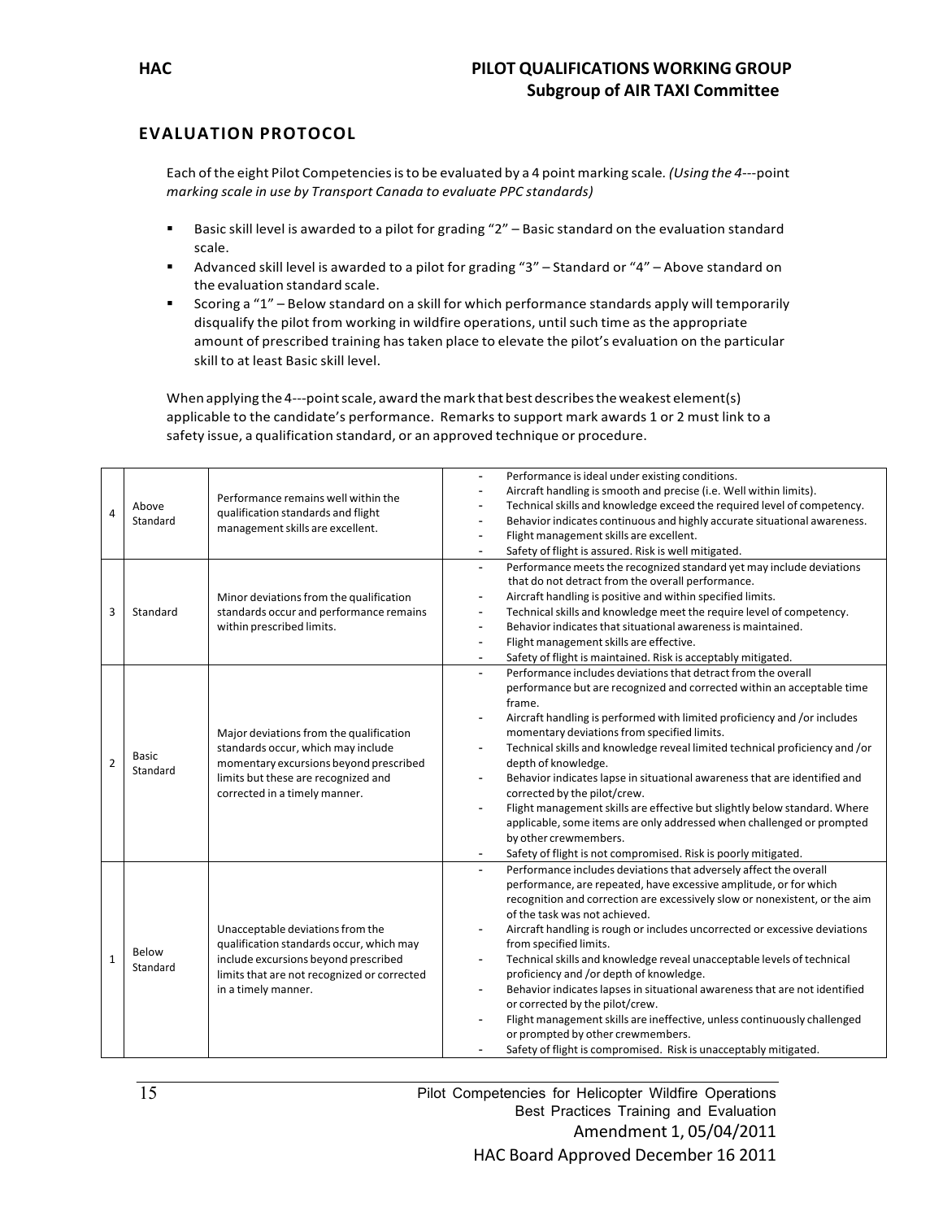## EVALUATION PROTOCOL

Each of the eight Pilot Competencies is to be evaluated by a 4 point marking scale. *(Using the 4---point marking scale in use by Transport Canada to evaluate PPC standards)*

- Basic skill level is awarded to a pilot for grading "2" – Basic standard on the evaluation standard scale.
- Advanced skill level is awarded to a pilot for grading "3" – Standard or "4" – Above standard on the evaluation standard scale.
- Scoring a "1" – Below standard on a skill for which performance standards apply will temporarily disqualify the pilot from working in wildfire operations, until such time as the appropriate amount of prescribed training has taken place to elevate the pilot's evaluation on the particular skill to at least Basic skill level.

When applying the 4---point scale, award the mark that best describes the weakest element(s) applicable to the candidate's performance. Remarks to support mark awards 1 or 2 must link to a safety issue, a qualification standard, or an approved technique or procedure.

| | | | |
|---|---|---|---|
| 4 | Above Standard | Performance remains well within the qualification standards and flight management skills are excellent. | - Performance is ideal under existing conditions.<br>- Aircraft handling is smooth and precise (i.e. Well within limits).<br>- Technical skills and knowledge exceed the required level of competency.<br>- Behavior indicates continuous and highly accurate situational awareness.<br>- Flight management skills are excellent.<br>- Safety of flight is assured. Risk is well mitigated. |
| 3 | Standard | Minor deviations from the qualification standards occur and performance remains within prescribed limits. | - Performance meets the recognized standard yet may include deviations that do not detract from the overall performance.<br>- Aircraft handling is positive and within specified limits.<br>- Technical skills and knowledge meet the require level of competency.<br>- Behavior indicates that situational awareness is maintained.<br>- Flight management skills are effective.<br>- Safety of flight is maintained. Risk is acceptably mitigated. |
| 2 | Basic Standard | Major deviations from the qualification standards occur, which may include momentary excursions beyond prescribed limits but these are recognized and corrected in a timely manner. | - Performance includes deviations that detract from the overall performance but are recognized and corrected within an acceptable time frame.<br>- Aircraft handling is performed with limited proficiency and /or includes momentary deviations from specified limits.<br>- Technical skills and knowledge reveal limited technical proficiency and /or depth of knowledge.<br>- Behavior indicates lapse in situational awareness that are identified and corrected by the pilot/crew.<br>- Flight management skills are effective but slightly below standard. Where applicable, some items are only addressed when challenged or prompted by other crewmembers.<br>- Safety of flight is not compromised. Risk is poorly mitigated. |
| 1 | Below Standard | Unacceptable deviations from the qualification standards occur, which may include excursions beyond prescribed limits that are not recognized or corrected in a timely manner. | - Performance includes deviations that adversely affect the overall performance, are repeated, have excessive amplitude, or for which recognition and correction are excessively slow or nonexistent, or the aim of the task was not achieved.<br>- Aircraft handling is rough or includes uncorrected or excessive deviations from specified limits.<br>- Technical skills and knowledge reveal unacceptable levels of technical proficiency and /or depth of knowledge.<br>- Behavior indicates lapses in situational awareness that are not identified or corrected by the pilot/crew.<br>- Flight management skills are ineffective, unless continuously challenged or prompted by other crewmembers.<br>- Safety of flight is compromised. Risk is unacceptably mitigated. |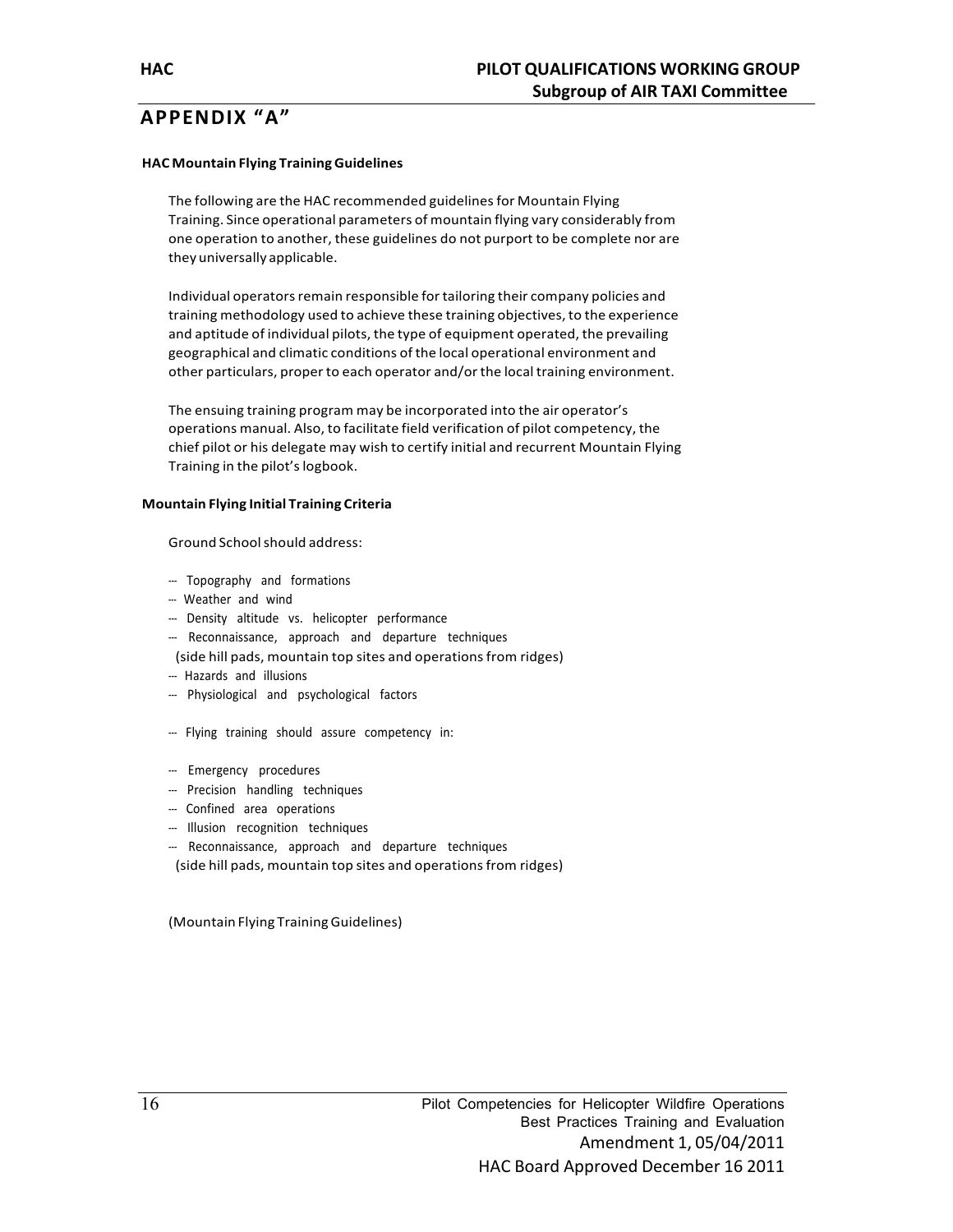## APPENDIX "A"

**HAC Mountain Flying Training Guidelines**

The following are the HAC recommended guidelines for Mountain Flying Training. Since operational parameters of mountain flying vary considerably from one operation to another, these guidelines do not purport to be complete nor are they universally applicable.

Individual operators remain responsible for tailoring their company policies and training methodology used to achieve these training objectives, to the experience and aptitude of individual pilots, the type of equipment operated, the prevailing geographical and climatic conditions of the local operational environment and other particulars, proper to each operator and/or the local training environment.

The ensuing training program may be incorporated into the air operator's operations manual. Also, to facilitate field verification of pilot competency, the chief pilot or his delegate may wish to certify initial and recurrent Mountain Flying Training in the pilot's logbook.

**Mountain Flying Initial Training Criteria**

Ground School should address:

- Topography and formations
- Weather and wind
- Density altitude vs. helicopter performance
- Reconnaissance, approach and departure techniques
  (side hill pads, mountain top sites and operations from ridges)
- Hazards and illusions
- Physiological and psychological factors

- Flying training should assure competency in:

- Emergency procedures
- Precision handling techniques
- Confined area operations
- Illusion recognition techniques
- Reconnaissance, approach and departure techniques
  (side hill pads, mountain top sites and operations from ridges)

(Mountain Flying Training Guidelines)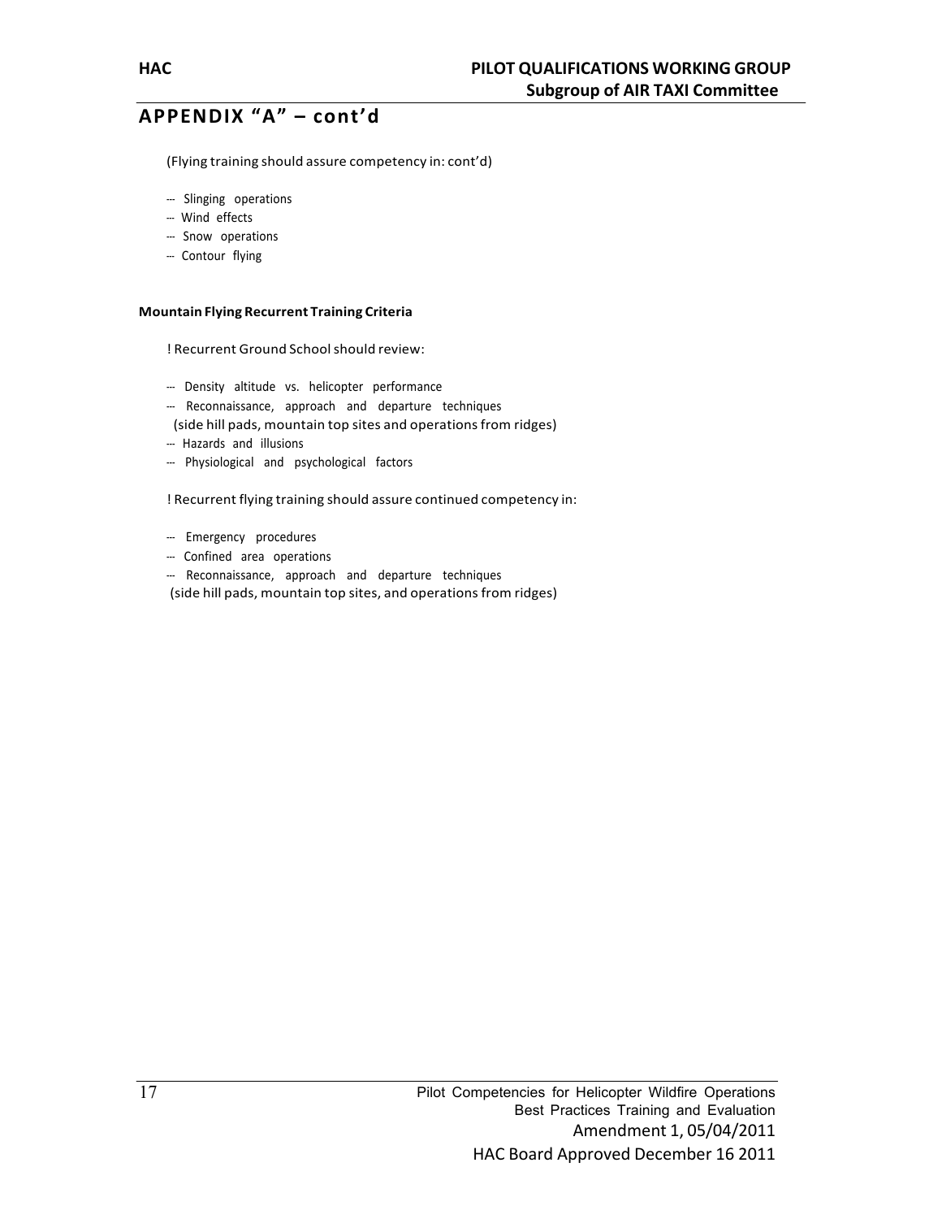## APPENDIX "A" – cont'd

(Flying training should assure competency in: cont'd)

- Slinging operations
- Wind effects
- Snow operations
- Contour flying

**Mountain Flying Recurrent Training Criteria**

! Recurrent Ground School should review:

- Density altitude vs. helicopter performance
- Reconnaissance, approach and departure techniques
  (side hill pads, mountain top sites and operations from ridges)
- Hazards and illusions
- Physiological and psychological factors

! Recurrent flying training should assure continued competency in:

- Emergency procedures
- Confined area operations
- Reconnaissance, approach and departure techniques
  (side hill pads, mountain top sites, and operations from ridges)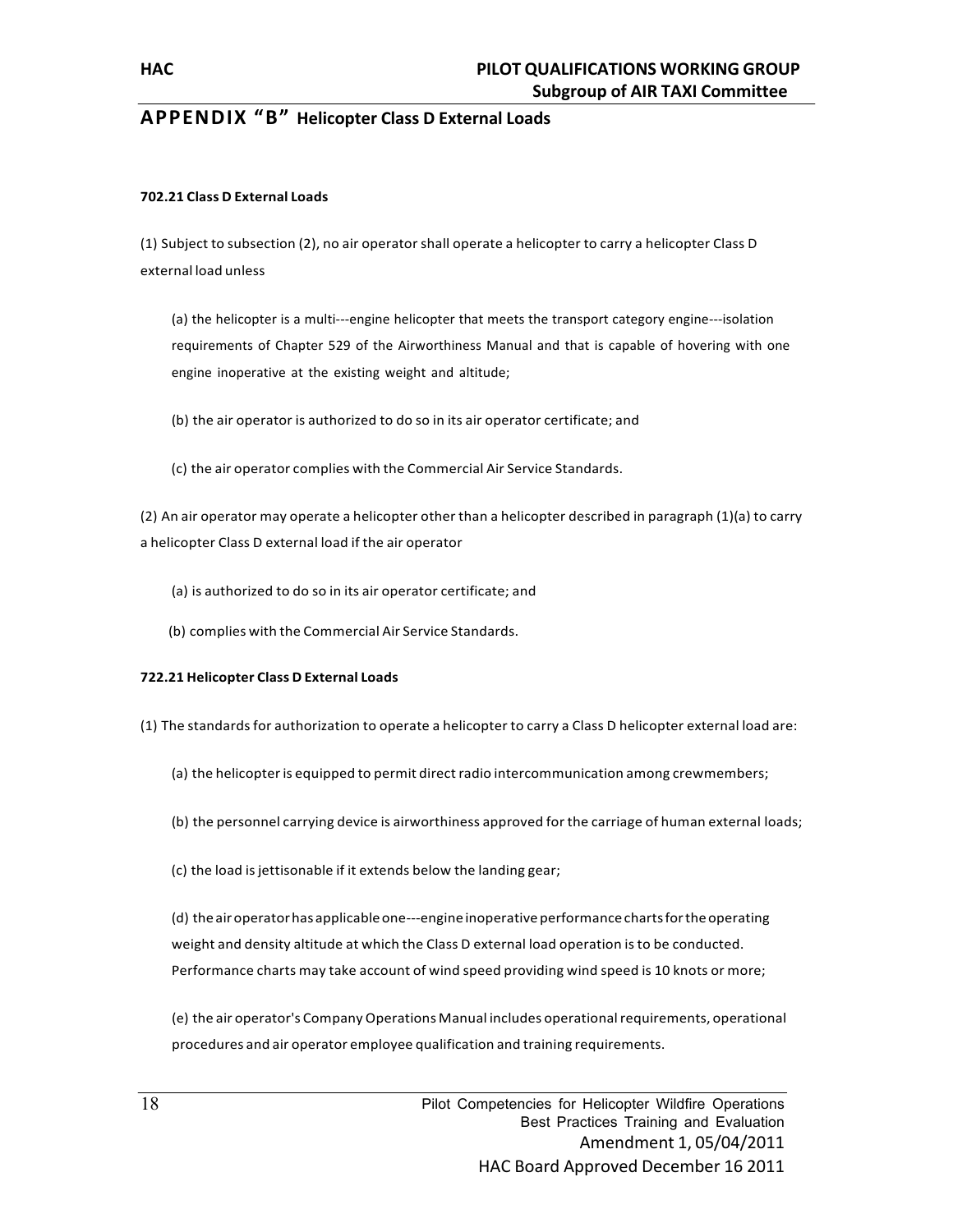## APPENDIX "B" Helicopter Class D External Loads

**702.21 Class D External Loads**

(1) Subject to subsection (2), no air operator shall operate a helicopter to carry a helicopter Class D external load unless

(a) the helicopter is a multi---engine helicopter that meets the transport category engine---isolation requirements of Chapter 529 of the Airworthiness Manual and that is capable of hovering with one engine inoperative at the existing weight and altitude;

(b) the air operator is authorized to do so in its air operator certificate; and

(c) the air operator complies with the Commercial Air Service Standards.

(2) An air operator may operate a helicopter other than a helicopter described in paragraph (1)(a) to carry a helicopter Class D external load if the air operator

(a) is authorized to do so in its air operator certificate; and

(b) complies with the Commercial Air Service Standards.

**722.21 Helicopter Class D External Loads**

(1) The standards for authorization to operate a helicopter to carry a Class D helicopter external load are:

(a) the helicopter is equipped to permit direct radio intercommunication among crewmembers;

(b) the personnel carrying device is airworthiness approved for the carriage of human external loads;

(c) the load is jettisonable if it extends below the landing gear;

(d) the air operator has applicable one---engine inoperative performance charts for the operating weight and density altitude at which the Class D external load operation is to be conducted. Performance charts may take account of wind speed providing wind speed is 10 knots or more;

(e) the air operator's Company Operations Manual includes operational requirements, operational procedures and air operator employee qualification and training requirements.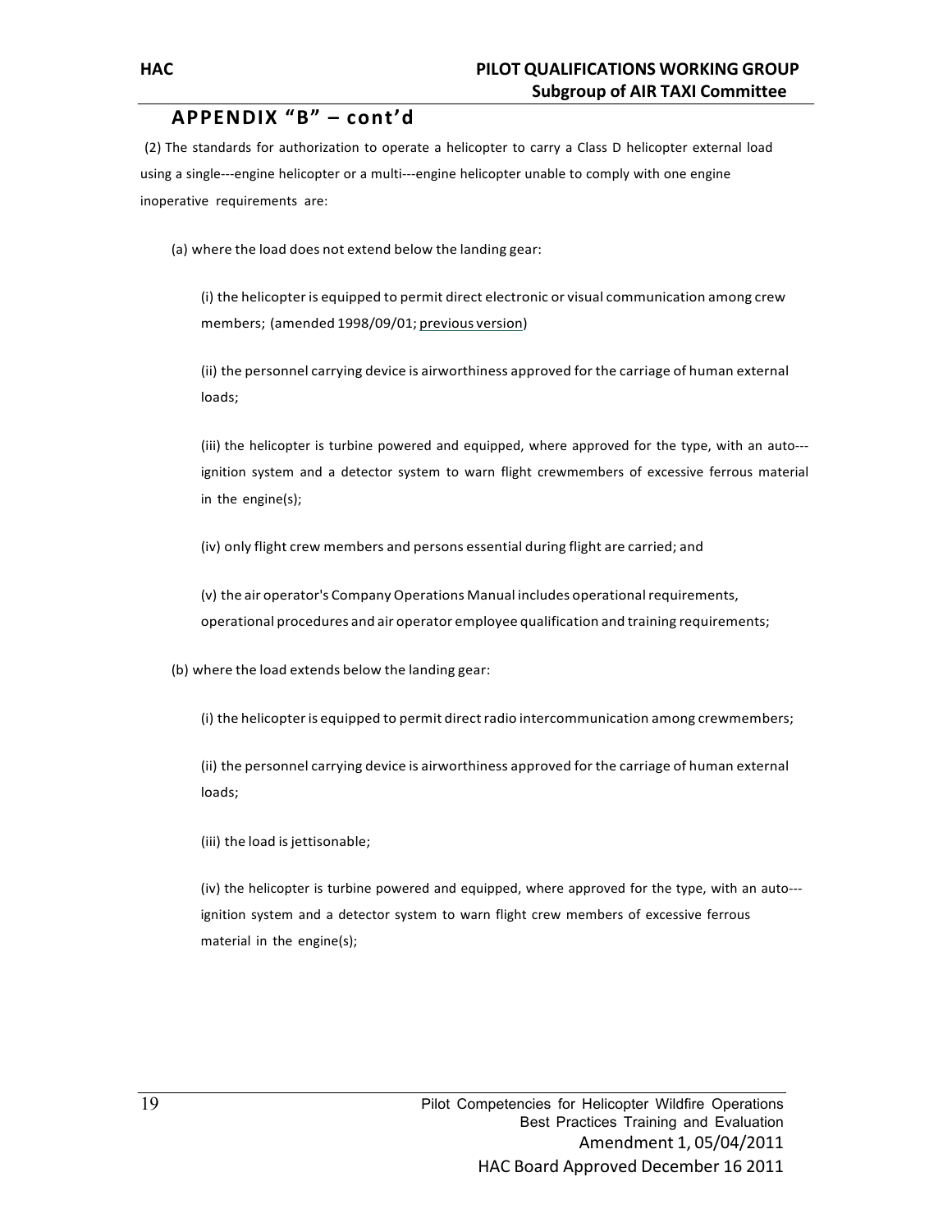## APPENDIX "B" – cont'd

(2) The standards for authorization to operate a helicopter to carry a Class D helicopter external load using a single---engine helicopter or a multi---engine helicopter unable to comply with one engine inoperative requirements are:

(a) where the load does not extend below the landing gear:

(i) the helicopter is equipped to permit direct electronic or visual communication among crew members; (amended 1998/09/01; previous version)

(ii) the personnel carrying device is airworthiness approved for the carriage of human external loads;

(iii) the helicopter is turbine powered and equipped, where approved for the type, with an auto---ignition system and a detector system to warn flight crewmembers of excessive ferrous material in the engine(s);

(iv) only flight crew members and persons essential during flight are carried; and

(v) the air operator's Company Operations Manual includes operational requirements, operational procedures and air operator employee qualification and training requirements;

(b) where the load extends below the landing gear:

(i) the helicopter is equipped to permit direct radio intercommunication among crewmembers;

(ii) the personnel carrying device is airworthiness approved for the carriage of human external loads;

(iii) the load is jettisonable;

(iv) the helicopter is turbine powered and equipped, where approved for the type, with an auto---ignition system and a detector system to warn flight crew members of excessive ferrous material in the engine(s);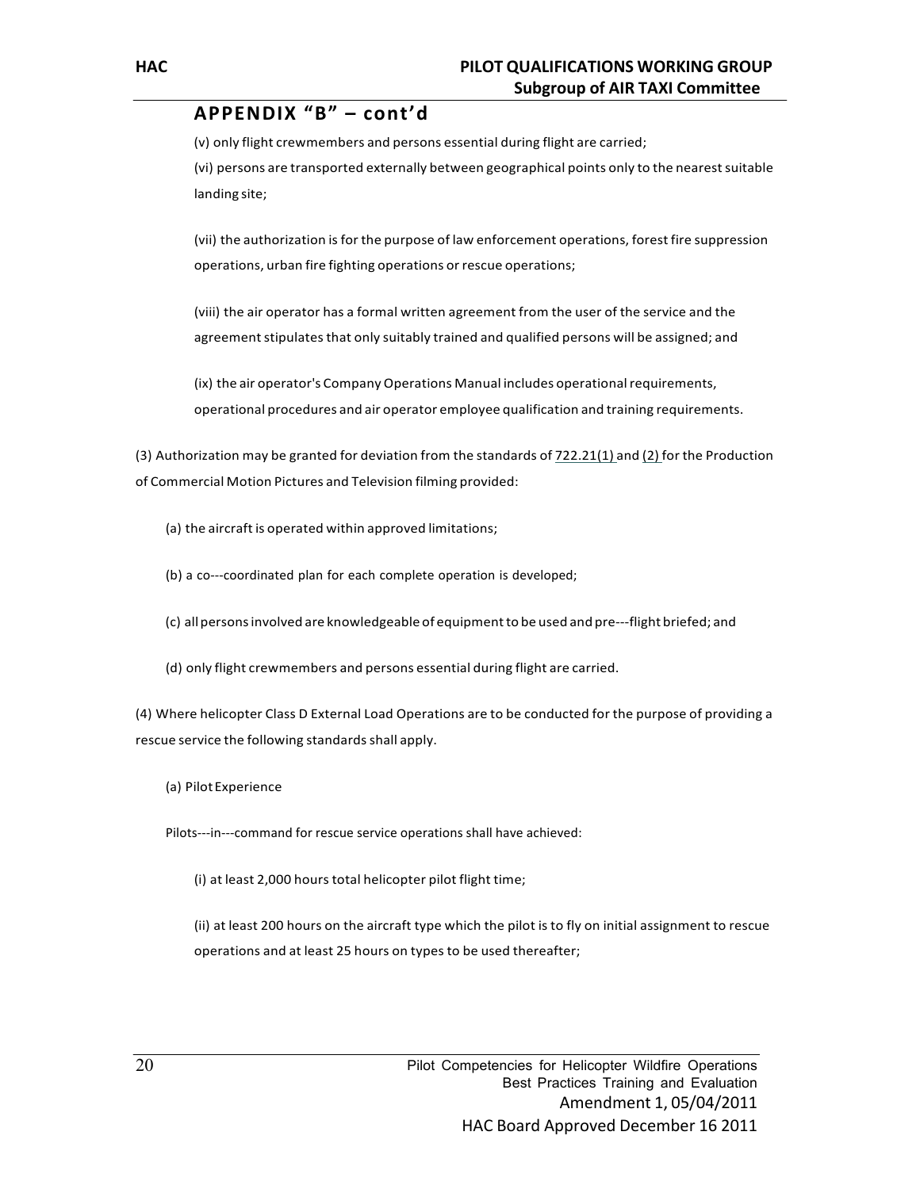## APPENDIX "B" – cont'd

(v) only flight crewmembers and persons essential during flight are carried;

(vi) persons are transported externally between geographical points only to the nearest suitable landing site;

(vii) the authorization is for the purpose of law enforcement operations, forest fire suppression operations, urban fire fighting operations or rescue operations;

(viii) the air operator has a formal written agreement from the user of the service and the agreement stipulates that only suitably trained and qualified persons will be assigned; and

(ix) the air operator's Company Operations Manual includes operational requirements, operational procedures and air operator employee qualification and training requirements.

(3) Authorization may be granted for deviation from the standards of 722.21(1) and (2) for the Production of Commercial Motion Pictures and Television filming provided:

(a) the aircraft is operated within approved limitations;

(b) a co---coordinated plan for each complete operation is developed;

(c) all persons involved are knowledgeable of equipment to be used and pre---flight briefed; and

(d) only flight crewmembers and persons essential during flight are carried.

(4) Where helicopter Class D External Load Operations are to be conducted for the purpose of providing a rescue service the following standards shall apply.

(a) Pilot Experience

Pilots---in---command for rescue service operations shall have achieved:

(i) at least 2,000 hours total helicopter pilot flight time;

(ii) at least 200 hours on the aircraft type which the pilot is to fly on initial assignment to rescue operations and at least 25 hours on types to be used thereafter;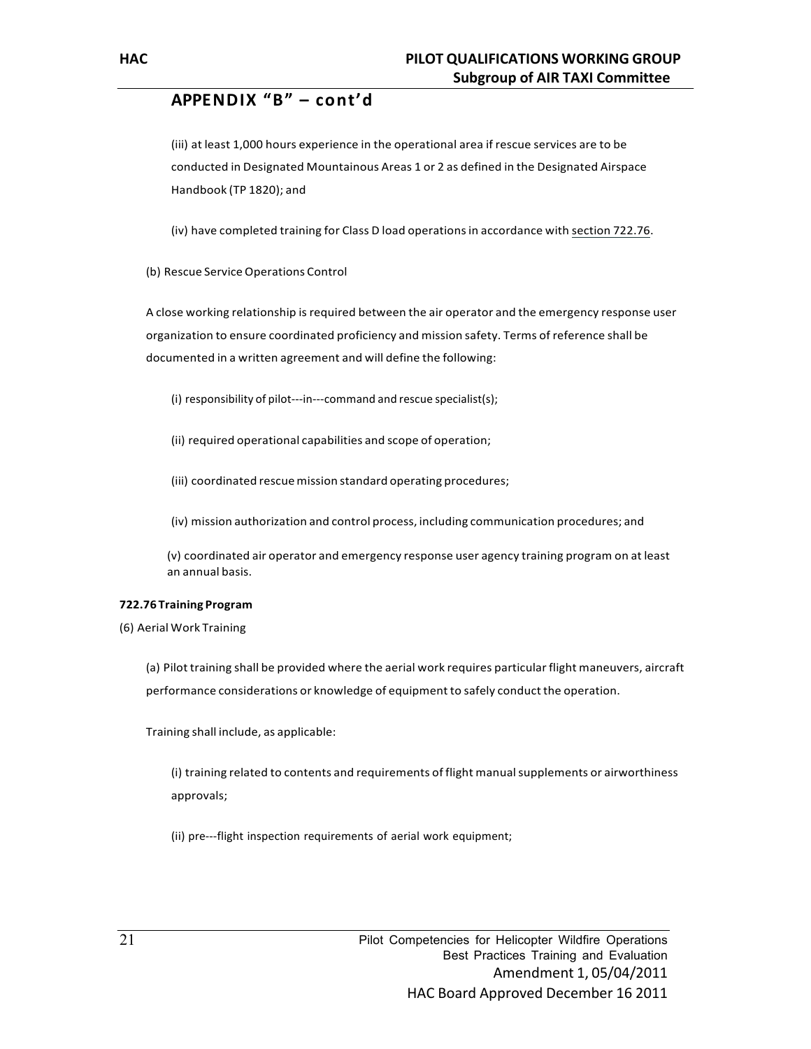## APPENDIX "B" – cont'd

(iii) at least 1,000 hours experience in the operational area if rescue services are to be conducted in Designated Mountainous Areas 1 or 2 as defined in the Designated Airspace Handbook (TP 1820); and

(iv) have completed training for Class D load operations in accordance with section 722.76.

(b) Rescue Service Operations Control

A close working relationship is required between the air operator and the emergency response user organization to ensure coordinated proficiency and mission safety. Terms of reference shall be documented in a written agreement and will define the following:

(i) responsibility of pilot---in---command and rescue specialist(s);

(ii) required operational capabilities and scope of operation;

(iii) coordinated rescue mission standard operating procedures;

(iv) mission authorization and control process, including communication procedures; and

(v) coordinated air operator and emergency response user agency training program on at least an annual basis.

**722.76 Training Program**

(6) Aerial Work Training

(a) Pilot training shall be provided where the aerial work requires particular flight maneuvers, aircraft performance considerations or knowledge of equipment to safely conduct the operation.

Training shall include, as applicable:

(i) training related to contents and requirements of flight manual supplements or airworthiness approvals;

(ii) pre---flight inspection requirements of aerial work equipment;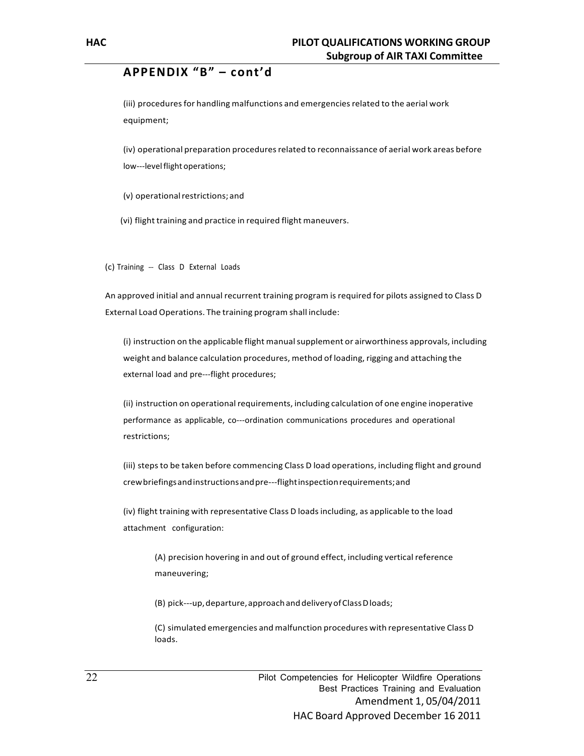## APPENDIX "B" – cont'd

(iii) procedures for handling malfunctions and emergencies related to the aerial work equipment;

(iv) operational preparation procedures related to reconnaissance of aerial work areas before low---level flight operations;

(v) operational restrictions; and

(vi) flight training and practice in required flight maneuvers.

(c) Training --- Class D External Loads

An approved initial and annual recurrent training program is required for pilots assigned to Class D External Load Operations. The training program shall include:

(i) instruction on the applicable flight manual supplement or airworthiness approvals, including weight and balance calculation procedures, method of loading, rigging and attaching the external load and pre---flight procedures;

(ii) instruction on operational requirements, including calculation of one engine inoperative performance as applicable, co---ordination communications procedures and operational restrictions;

(iii) steps to be taken before commencing Class D load operations, including flight and ground crew briefings and instructions and pre---flight inspection requirements; and

(iv) flight training with representative Class D loads including, as applicable to the load attachment configuration:

(A) precision hovering in and out of ground effect, including vertical reference maneuvering;

(B) pick---up, departure, approach and delivery of Class D loads;

(C) simulated emergencies and malfunction procedures with representative Class D loads.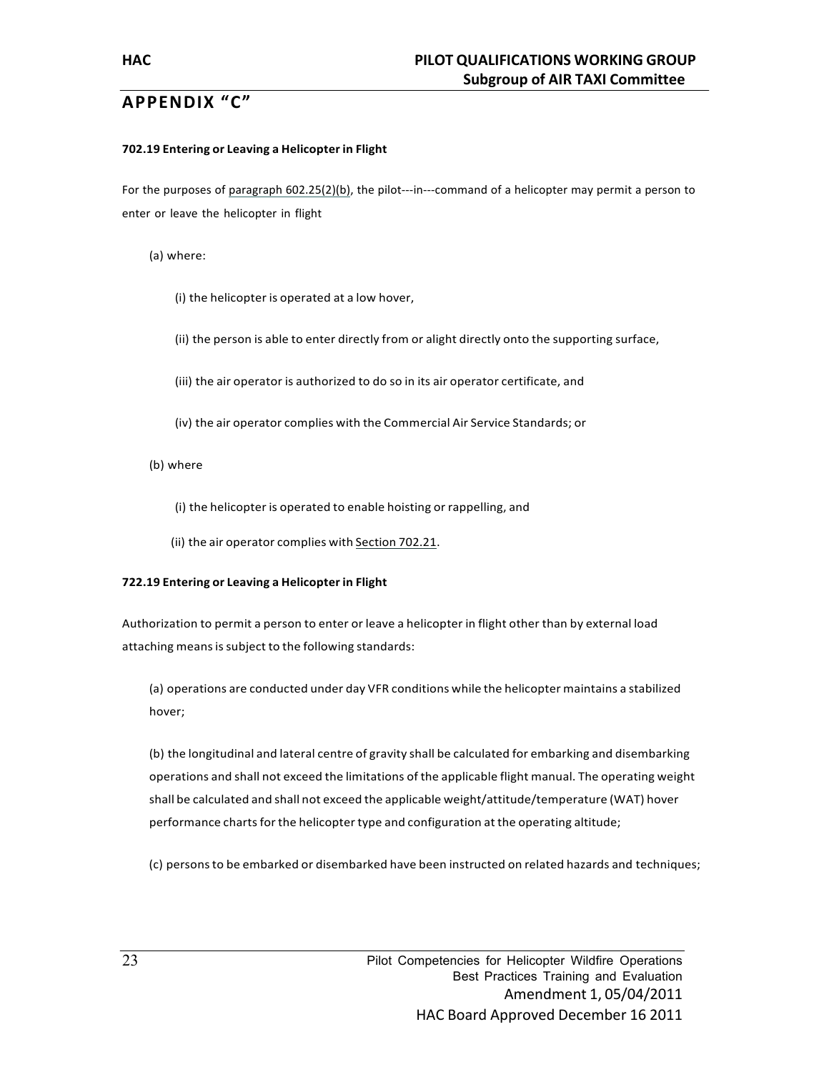## APPENDIX "C"

**702.19 Entering or Leaving a Helicopter in Flight**

For the purposes of paragraph 602.25(2)(b), the pilot---in---command of a helicopter may permit a person to enter or leave the helicopter in flight

(a) where:

(i) the helicopter is operated at a low hover,

(ii) the person is able to enter directly from or alight directly onto the supporting surface,

(iii) the air operator is authorized to do so in its air operator certificate, and

(iv) the air operator complies with the Commercial Air Service Standards; or

(b) where

(i) the helicopter is operated to enable hoisting or rappelling, and

(ii) the air operator complies with Section 702.21.

**722.19 Entering or Leaving a Helicopter in Flight**

Authorization to permit a person to enter or leave a helicopter in flight other than by external load attaching means is subject to the following standards:

(a) operations are conducted under day VFR conditions while the helicopter maintains a stabilized hover;

(b) the longitudinal and lateral centre of gravity shall be calculated for embarking and disembarking operations and shall not exceed the limitations of the applicable flight manual. The operating weight shall be calculated and shall not exceed the applicable weight/attitude/temperature (WAT) hover performance charts for the helicopter type and configuration at the operating altitude;

(c) persons to be embarked or disembarked have been instructed on related hazards and techniques;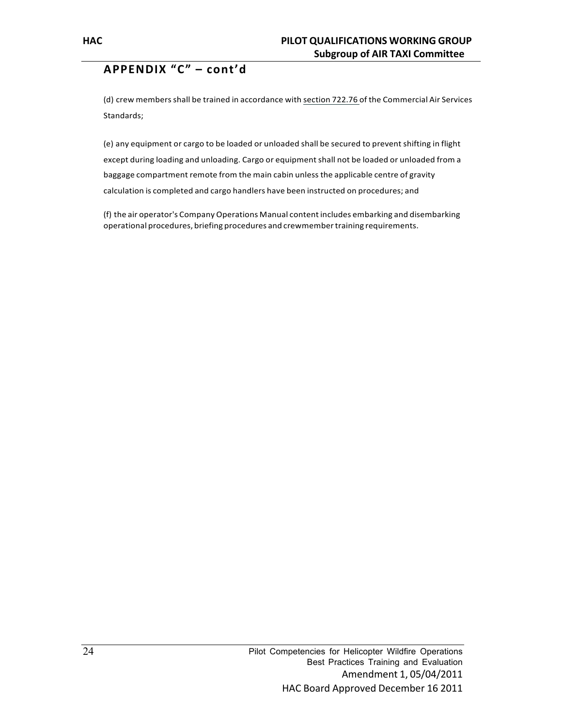## APPENDIX "C" – cont'd

(d) crew members shall be trained in accordance with section 722.76 of the Commercial Air Services Standards;

(e) any equipment or cargo to be loaded or unloaded shall be secured to prevent shifting in flight except during loading and unloading. Cargo or equipment shall not be loaded or unloaded from a baggage compartment remote from the main cabin unless the applicable centre of gravity calculation is completed and cargo handlers have been instructed on procedures; and

(f) the air operator's Company Operations Manual content includes embarking and disembarking operational procedures, briefing procedures and crewmember training requirements.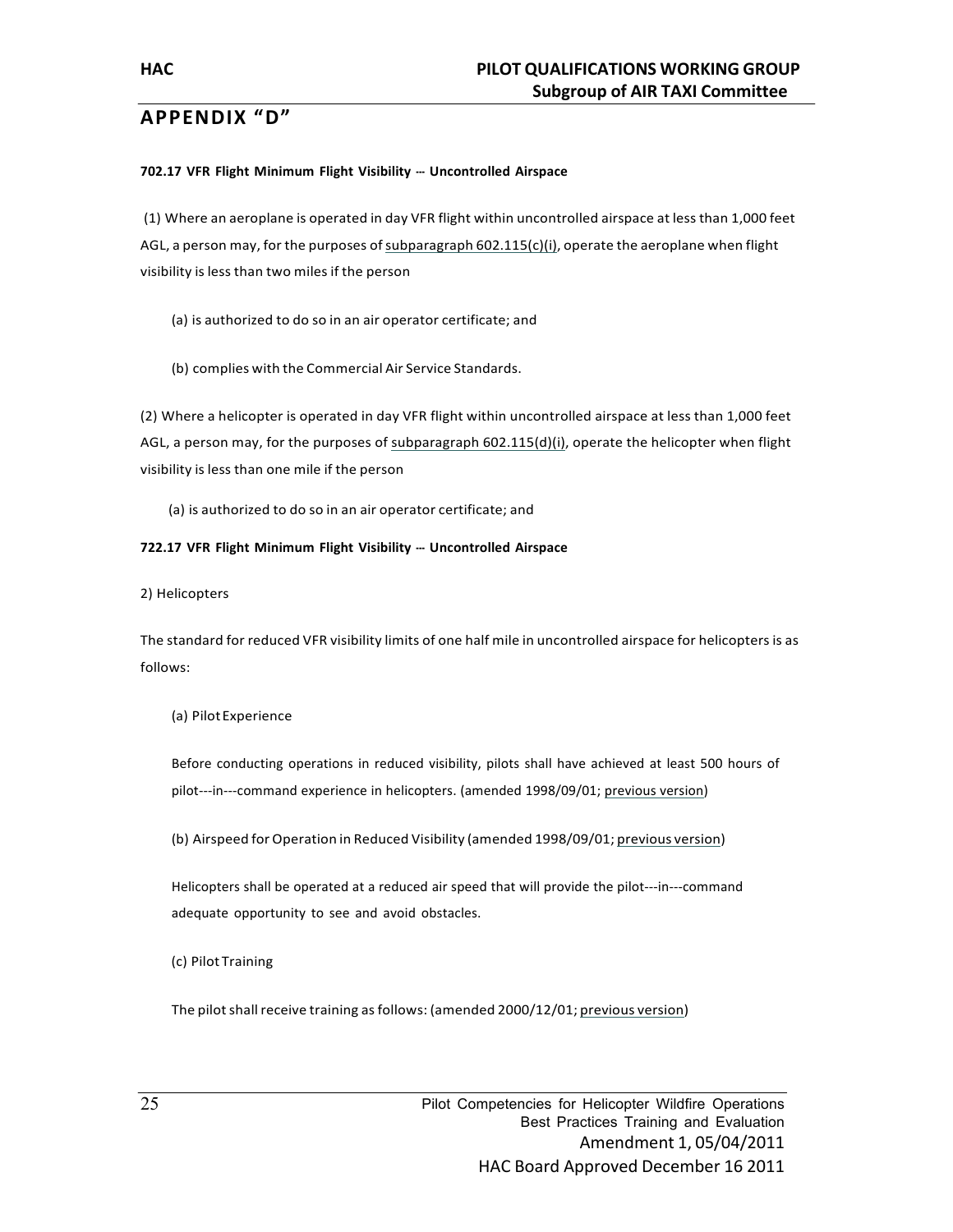## APPENDIX "D"

**702.17 VFR Flight Minimum Flight Visibility --- Uncontrolled Airspace**

(1) Where an aeroplane is operated in day VFR flight within uncontrolled airspace at less than 1,000 feet AGL, a person may, for the purposes of subparagraph 602.115(c)(i), operate the aeroplane when flight visibility is less than two miles if the person

(a) is authorized to do so in an air operator certificate; and

(b) complies with the Commercial Air Service Standards.

(2) Where a helicopter is operated in day VFR flight within uncontrolled airspace at less than 1,000 feet AGL, a person may, for the purposes of subparagraph 602.115(d)(i), operate the helicopter when flight visibility is less than one mile if the person

(a) is authorized to do so in an air operator certificate; and

**722.17 VFR Flight Minimum Flight Visibility --- Uncontrolled Airspace**

2) Helicopters

The standard for reduced VFR visibility limits of one half mile in uncontrolled airspace for helicopters is as follows:

(a) Pilot Experience

Before conducting operations in reduced visibility, pilots shall have achieved at least 500 hours of pilot---in---command experience in helicopters. (amended 1998/09/01; previous version)

(b) Airspeed for Operation in Reduced Visibility (amended 1998/09/01; previous version)

Helicopters shall be operated at a reduced air speed that will provide the pilot---in---command adequate opportunity to see and avoid obstacles.

(c) Pilot Training

The pilot shall receive training as follows: (amended 2000/12/01; previous version)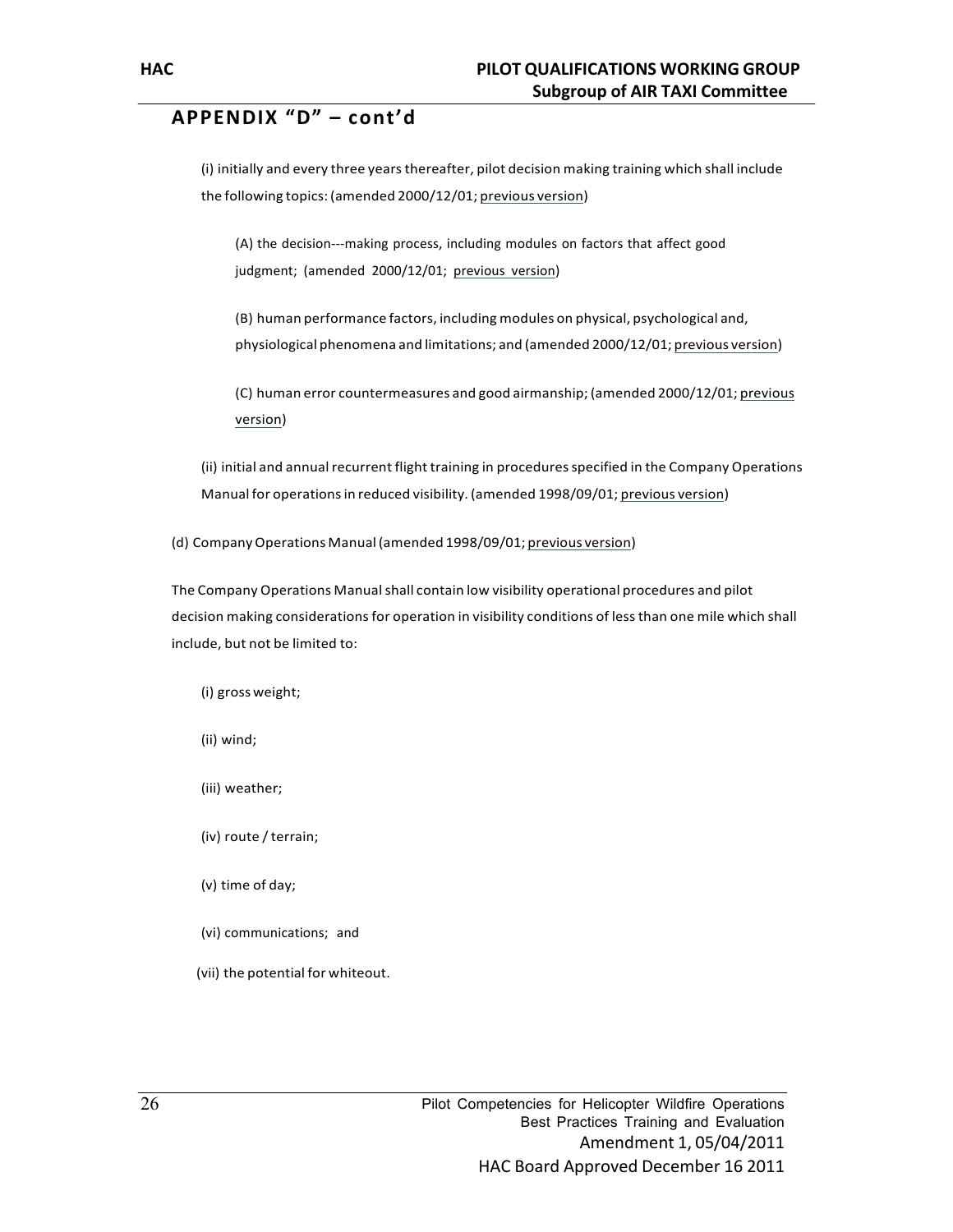## APPENDIX "D" – cont'd

(i) initially and every three years thereafter, pilot decision making training which shall include the following topics: (amended 2000/12/01; previous version)

(A) the decision---making process, including modules on factors that affect good judgment; (amended 2000/12/01; previous version)

(B) human performance factors, including modules on physical, psychological and, physiological phenomena and limitations; and (amended 2000/12/01; previous version)

(C) human error countermeasures and good airmanship; (amended 2000/12/01; previous version)

(ii) initial and annual recurrent flight training in procedures specified in the Company Operations Manual for operations in reduced visibility. (amended 1998/09/01; previous version)

(d) Company Operations Manual (amended 1998/09/01; previous version)

The Company Operations Manual shall contain low visibility operational procedures and pilot decision making considerations for operation in visibility conditions of less than one mile which shall include, but not be limited to:

(i) gross weight;

(ii) wind;

(iii) weather;

(iv) route / terrain;

(v) time of day;

(vi) communications; and

(vii) the potential for whiteout.